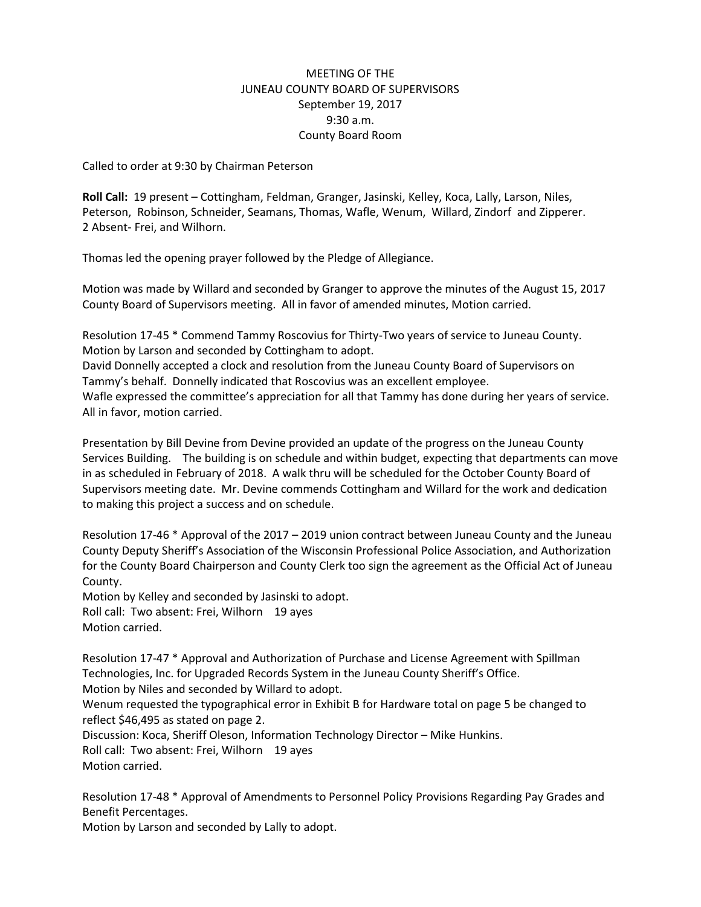MEETING OF THE
JUNEAU COUNTY BOARD OF SUPERVISORS
September 19, 2017
9:30 a.m.
County Board Room

Called to order at 9:30 by Chairman Peterson

**Roll Call:** 19 present – Cottingham, Feldman, Granger, Jasinski, Kelley, Koca, Lally, Larson, Niles, Peterson, Robinson, Schneider, Seamans, Thomas, Wafle, Wenum, Willard, Zindorf and Zipperer.
2 Absent- Frei, and Wilhorn.

Thomas led the opening prayer followed by the Pledge of Allegiance.

Motion was made by Willard and seconded by Granger to approve the minutes of the August 15, 2017 County Board of Supervisors meeting. All in favor of amended minutes, Motion carried.

Resolution 17-45 * Commend Tammy Roscovius for Thirty-Two years of service to Juneau County.
Motion by Larson and seconded by Cottingham to adopt.
David Donnelly accepted a clock and resolution from the Juneau County Board of Supervisors on Tammy's behalf. Donnelly indicated that Roscovius was an excellent employee.
Wafle expressed the committee's appreciation for all that Tammy has done during her years of service.
All in favor, motion carried.

Presentation by Bill Devine from Devine provided an update of the progress on the Juneau County Services Building. The building is on schedule and within budget, expecting that departments can move in as scheduled in February of 2018. A walk thru will be scheduled for the October County Board of Supervisors meeting date. Mr. Devine commends Cottingham and Willard for the work and dedication to making this project a success and on schedule.

Resolution 17-46 * Approval of the 2017 – 2019 union contract between Juneau County and the Juneau County Deputy Sheriff's Association of the Wisconsin Professional Police Association, and Authorization for the County Board Chairperson and County Clerk too sign the agreement as the Official Act of Juneau County.
Motion by Kelley and seconded by Jasinski to adopt.
Roll call: Two absent: Frei, Wilhorn 19 ayes
Motion carried.

Resolution 17-47 * Approval and Authorization of Purchase and License Agreement with Spillman Technologies, Inc. for Upgraded Records System in the Juneau County Sheriff's Office.
Motion by Niles and seconded by Willard to adopt.
Wenum requested the typographical error in Exhibit B for Hardware total on page 5 be changed to reflect $46,495 as stated on page 2.
Discussion: Koca, Sheriff Oleson, Information Technology Director – Mike Hunkins.
Roll call: Two absent: Frei, Wilhorn 19 ayes
Motion carried.

Resolution 17-48 * Approval of Amendments to Personnel Policy Provisions Regarding Pay Grades and Benefit Percentages.
Motion by Larson and seconded by Lally to adopt.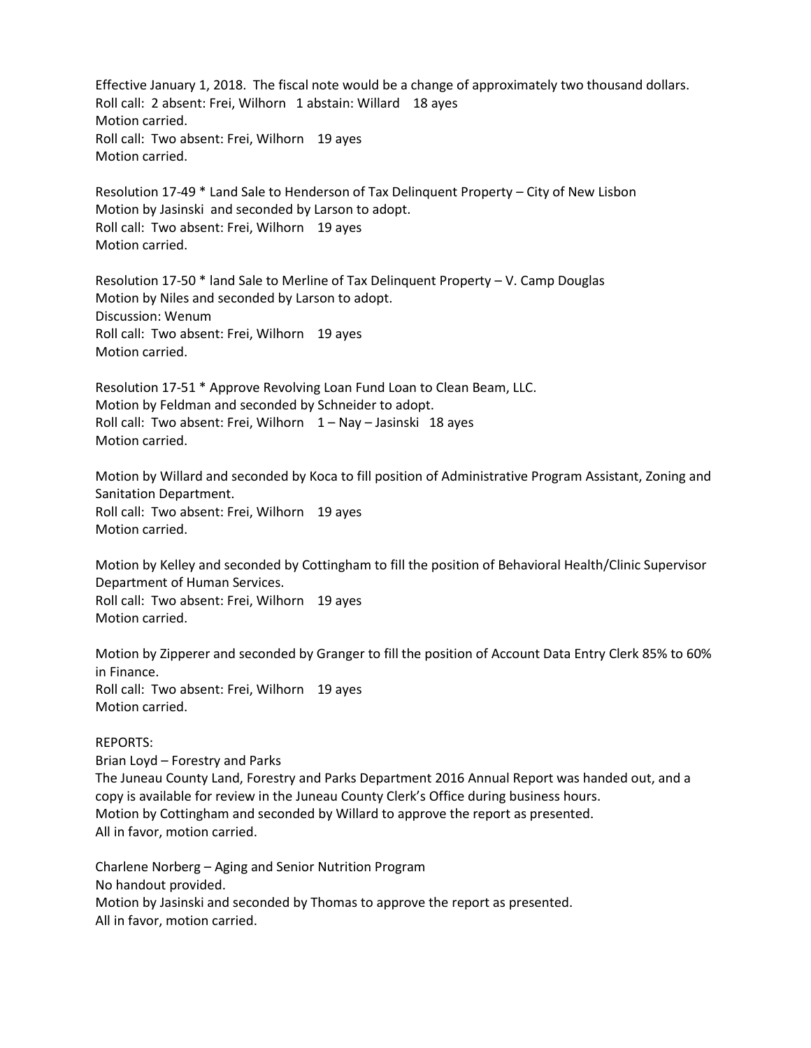Effective January 1, 2018. The fiscal note would be a change of approximately two thousand dollars.
Roll call: 2 absent: Frei, Wilhorn 1 abstain: Willard 18 ayes
Motion carried.
Roll call: Two absent: Frei, Wilhorn 19 ayes
Motion carried.

Resolution 17-49 * Land Sale to Henderson of Tax Delinquent Property – City of New Lisbon
Motion by Jasinski and seconded by Larson to adopt.
Roll call: Two absent: Frei, Wilhorn 19 ayes
Motion carried.

Resolution 17-50 * land Sale to Merline of Tax Delinquent Property – V. Camp Douglas
Motion by Niles and seconded by Larson to adopt.
Discussion: Wenum
Roll call: Two absent: Frei, Wilhorn 19 ayes
Motion carried.

Resolution 17-51 * Approve Revolving Loan Fund Loan to Clean Beam, LLC.
Motion by Feldman and seconded by Schneider to adopt.
Roll call: Two absent: Frei, Wilhorn 1 – Nay – Jasinski 18 ayes
Motion carried.

Motion by Willard and seconded by Koca to fill position of Administrative Program Assistant, Zoning and Sanitation Department.
Roll call: Two absent: Frei, Wilhorn 19 ayes
Motion carried.

Motion by Kelley and seconded by Cottingham to fill the position of Behavioral Health/Clinic Supervisor Department of Human Services.
Roll call: Two absent: Frei, Wilhorn 19 ayes
Motion carried.

Motion by Zipperer and seconded by Granger to fill the position of Account Data Entry Clerk 85% to 60% in Finance.
Roll call: Two absent: Frei, Wilhorn 19 ayes
Motion carried.

REPORTS:
Brian Loyd – Forestry and Parks
The Juneau County Land, Forestry and Parks Department 2016 Annual Report was handed out, and a copy is available for review in the Juneau County Clerk's Office during business hours.
Motion by Cottingham and seconded by Willard to approve the report as presented.
All in favor, motion carried.

Charlene Norberg – Aging and Senior Nutrition Program
No handout provided.
Motion by Jasinski and seconded by Thomas to approve the report as presented.
All in favor, motion carried.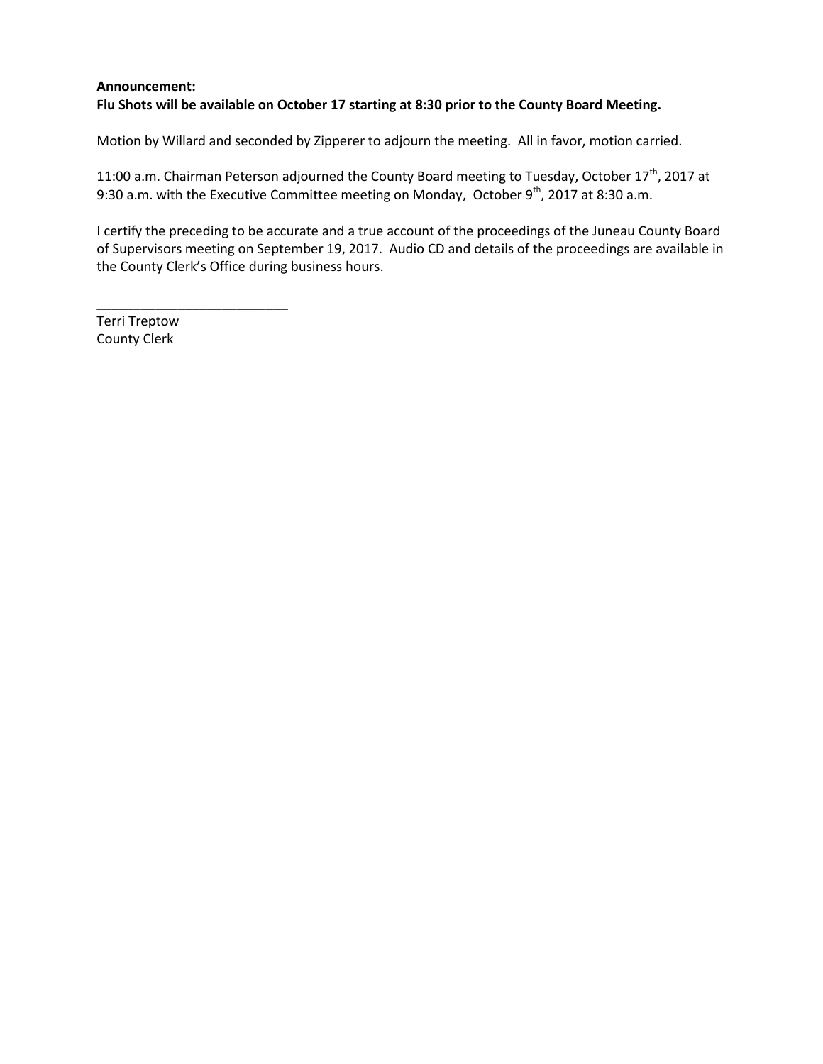**Announcement:**
**Flu Shots will be available on October 17 starting at 8:30 prior to the County Board Meeting.**

Motion by Willard and seconded by Zipperer to adjourn the meeting. All in favor, motion carried.

11:00 a.m. Chairman Peterson adjourned the County Board meeting to Tuesday, October 17th, 2017 at 9:30 a.m. with the Executive Committee meeting on Monday, October 9th, 2017 at 8:30 a.m.

I certify the preceding to be accurate and a true account of the proceedings of the Juneau County Board of Supervisors meeting on September 19, 2017. Audio CD and details of the proceedings are available in the County Clerk's Office during business hours.

___________________________
Terri Treptow
County Clerk